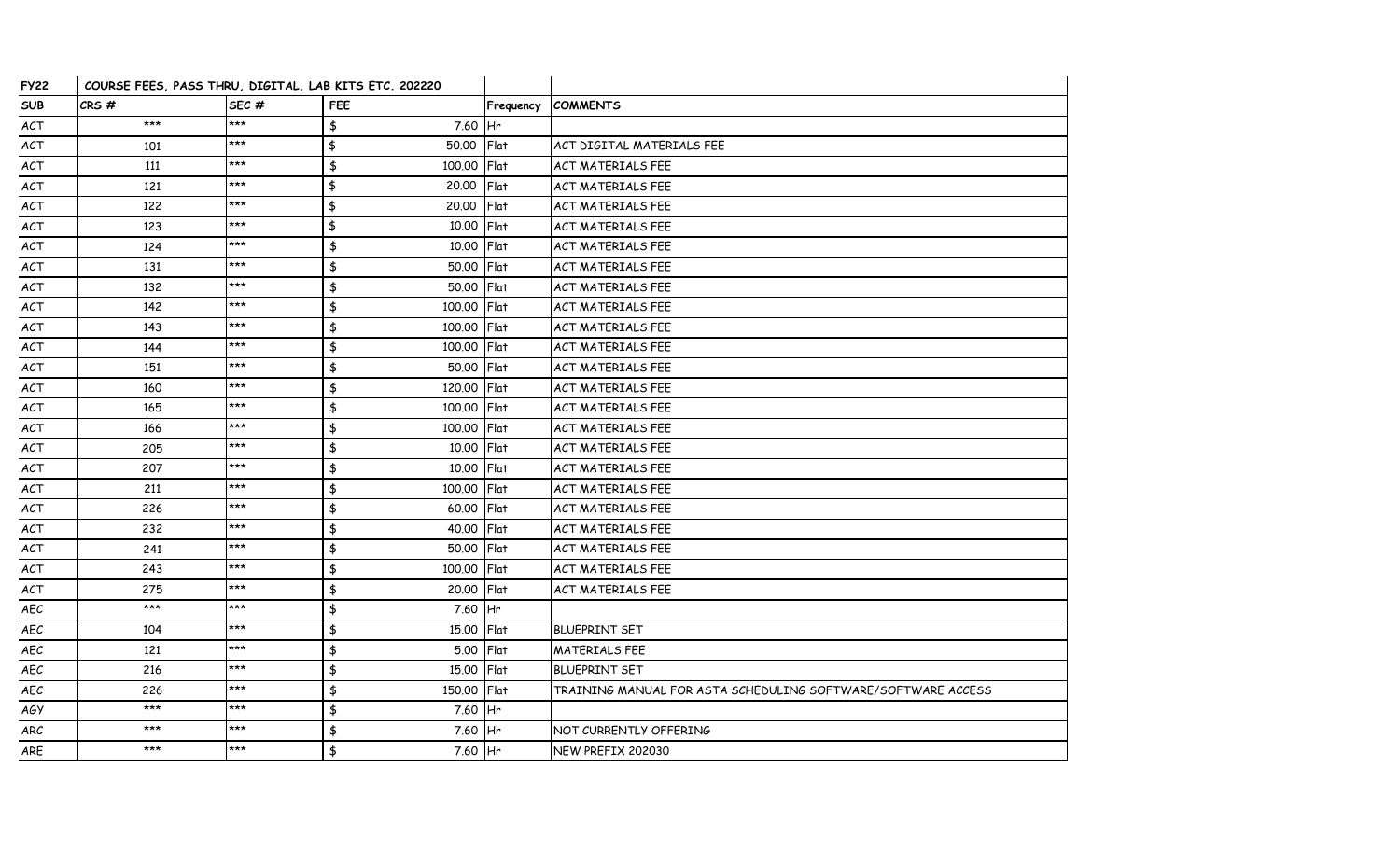| FY22 | COURSE FEES, PASS THRU, DIGITAL, LAB KITS ETC. 202220 | | | | |
|---|---|---|---|---|---|
| SUB | CRS # | SEC # | FEE | Frequency | COMMENTS |
| ACT | *** | *** | $ 7.60 | Hr | |
| ACT | 101 | *** | $ 50.00 | Flat | ACT DIGITAL MATERIALS FEE |
| ACT | 111 | *** | $ 100.00 | Flat | ACT MATERIALS FEE |
| ACT | 121 | *** | $ 20.00 | Flat | ACT MATERIALS FEE |
| ACT | 122 | *** | $ 20.00 | Flat | ACT MATERIALS FEE |
| ACT | 123 | *** | $ 10.00 | Flat | ACT MATERIALS FEE |
| ACT | 124 | *** | $ 10.00 | Flat | ACT MATERIALS FEE |
| ACT | 131 | *** | $ 50.00 | Flat | ACT MATERIALS FEE |
| ACT | 132 | *** | $ 50.00 | Flat | ACT MATERIALS FEE |
| ACT | 142 | *** | $ 100.00 | Flat | ACT MATERIALS FEE |
| ACT | 143 | *** | $ 100.00 | Flat | ACT MATERIALS FEE |
| ACT | 144 | *** | $ 100.00 | Flat | ACT MATERIALS FEE |
| ACT | 151 | *** | $ 50.00 | Flat | ACT MATERIALS FEE |
| ACT | 160 | *** | $ 120.00 | Flat | ACT MATERIALS FEE |
| ACT | 165 | *** | $ 100.00 | Flat | ACT MATERIALS FEE |
| ACT | 166 | *** | $ 100.00 | Flat | ACT MATERIALS FEE |
| ACT | 205 | *** | $ 10.00 | Flat | ACT MATERIALS FEE |
| ACT | 207 | *** | $ 10.00 | Flat | ACT MATERIALS FEE |
| ACT | 211 | *** | $ 100.00 | Flat | ACT MATERIALS FEE |
| ACT | 226 | *** | $ 60.00 | Flat | ACT MATERIALS FEE |
| ACT | 232 | *** | $ 40.00 | Flat | ACT MATERIALS FEE |
| ACT | 241 | *** | $ 50.00 | Flat | ACT MATERIALS FEE |
| ACT | 243 | *** | $ 100.00 | Flat | ACT MATERIALS FEE |
| ACT | 275 | *** | $ 20.00 | Flat | ACT MATERIALS FEE |
| AEC | *** | *** | $ 7.60 | Hr | |
| AEC | 104 | *** | $ 15.00 | Flat | BLUEPRINT SET |
| AEC | 121 | *** | $ 5.00 | Flat | MATERIALS FEE |
| AEC | 216 | *** | $ 15.00 | Flat | BLUEPRINT SET |
| AEC | 226 | *** | $ 150.00 | Flat | TRAINING MANUAL FOR ASTA SCHEDULING SOFTWARE/SOFTWARE ACCESS |
| AGY | *** | *** | $ 7.60 | Hr | |
| ARC | *** | *** | $ 7.60 | Hr | NOT CURRENTLY OFFERING |
| ARE | *** | *** | $ 7.60 | Hr | NEW PREFIX 202030 |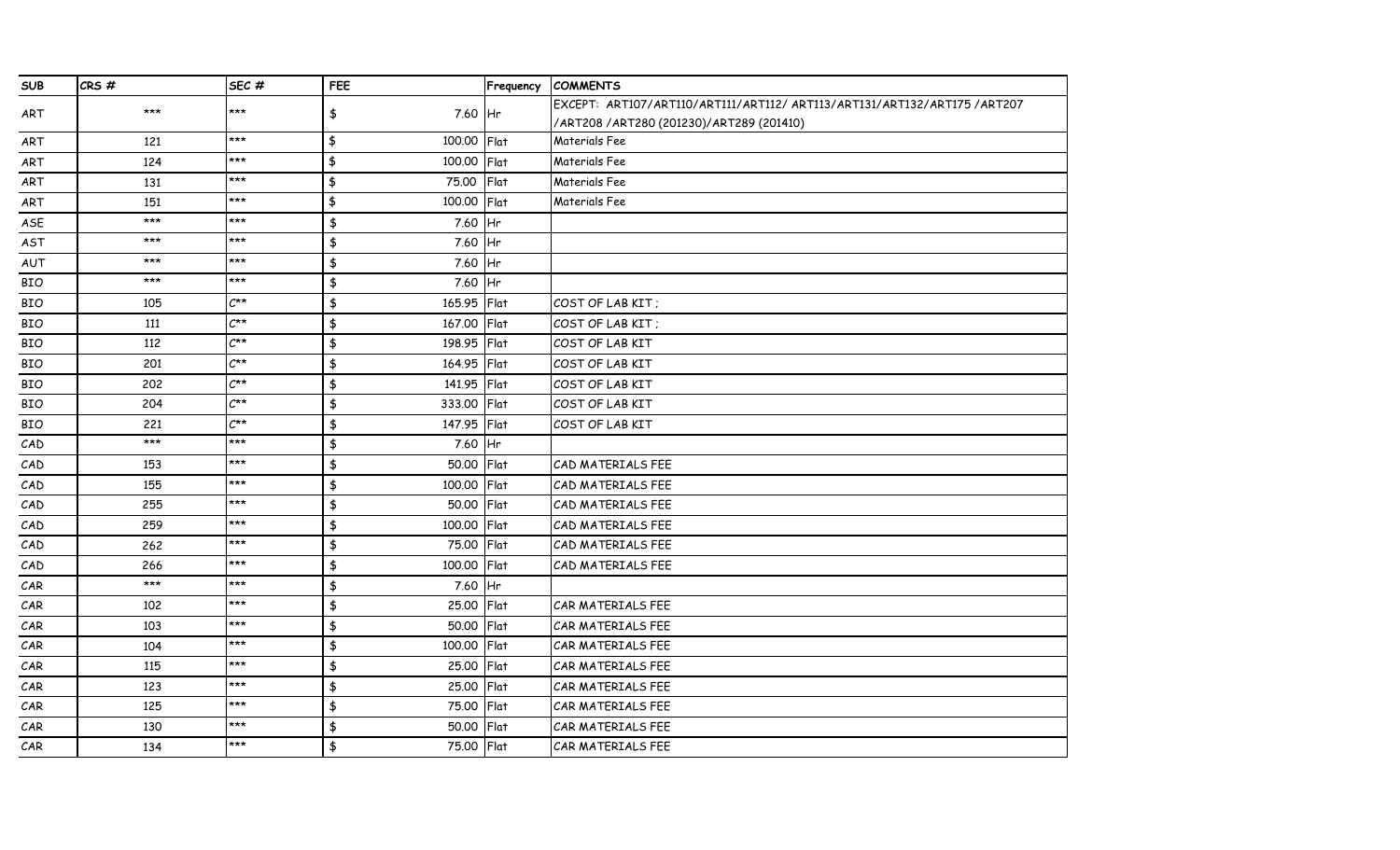| SUB | CRS # | SEC # | FEE | Frequency | COMMENTS |
|---|---|---|---|---|---|
| ART | *** | *** | $ 7.60 | Hr | EXCEPT: ART107/ART110/ART111/ART112/ ART113/ART131/ART132/ART175 /ART207 /ART208 /ART280 (201230)/ART289 (201410) |
| ART | 121 | *** | $ 100.00 | Flat | Materials Fee |
| ART | 124 | *** | $ 100.00 | Flat | Materials Fee |
| ART | 131 | *** | $ 75.00 | Flat | Materials Fee |
| ART | 151 | *** | $ 100.00 | Flat | Materials Fee |
| ASE | *** | *** | $ 7.60 | Hr | |
| AST | *** | *** | $ 7.60 | Hr | |
| AUT | *** | *** | $ 7.60 | Hr | |
| BIO | *** | *** | $ 7.60 | Hr | |
| BIO | 105 | C** | $ 165.95 | Flat | COST OF LAB KIT ; |
| BIO | 111 | C** | $ 167.00 | Flat | COST OF LAB KIT ; |
| BIO | 112 | C** | $ 198.95 | Flat | COST OF LAB KIT |
| BIO | 201 | C** | $ 164.95 | Flat | COST OF LAB KIT |
| BIO | 202 | C** | $ 141.95 | Flat | COST OF LAB KIT |
| BIO | 204 | C** | $ 333.00 | Flat | COST OF LAB KIT |
| BIO | 221 | C** | $ 147.95 | Flat | COST OF LAB KIT |
| CAD | *** | *** | $ 7.60 | Hr | |
| CAD | 153 | *** | $ 50.00 | Flat | CAD MATERIALS FEE |
| CAD | 155 | *** | $ 100.00 | Flat | CAD MATERIALS FEE |
| CAD | 255 | *** | $ 50.00 | Flat | CAD MATERIALS FEE |
| CAD | 259 | *** | $ 100.00 | Flat | CAD MATERIALS FEE |
| CAD | 262 | *** | $ 75.00 | Flat | CAD MATERIALS FEE |
| CAD | 266 | *** | $ 100.00 | Flat | CAD MATERIALS FEE |
| CAR | *** | *** | $ 7.60 | Hr | |
| CAR | 102 | *** | $ 25.00 | Flat | CAR MATERIALS FEE |
| CAR | 103 | *** | $ 50.00 | Flat | CAR MATERIALS FEE |
| CAR | 104 | *** | $ 100.00 | Flat | CAR MATERIALS FEE |
| CAR | 115 | *** | $ 25.00 | Flat | CAR MATERIALS FEE |
| CAR | 123 | *** | $ 25.00 | Flat | CAR MATERIALS FEE |
| CAR | 125 | *** | $ 75.00 | Flat | CAR MATERIALS FEE |
| CAR | 130 | *** | $ 50.00 | Flat | CAR MATERIALS FEE |
| CAR | 134 | *** | $ 75.00 | Flat | CAR MATERIALS FEE |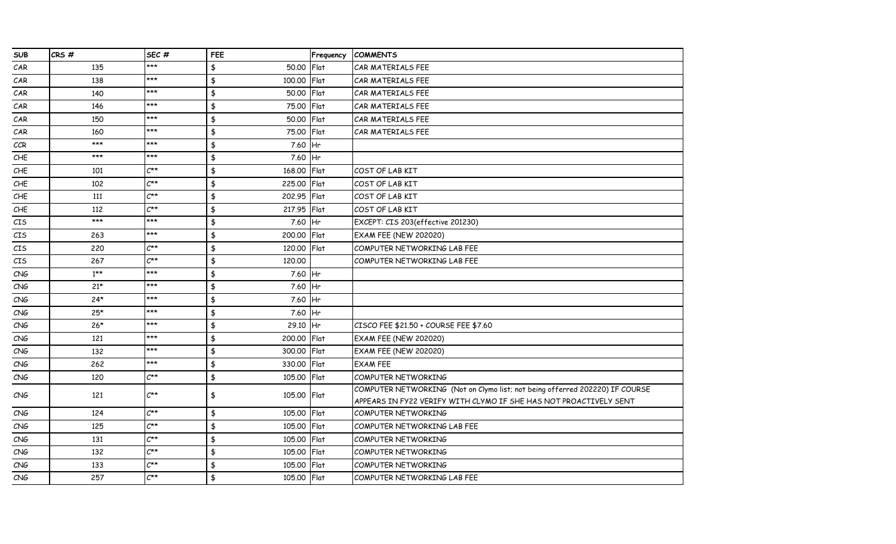| SUB | CRS # | SEC # | FEE | Frequency | COMMENTS |
|---|---|---|---|---|---|
| CAR | 135 | *** | $ 50.00 | Flat | CAR MATERIALS FEE |
| CAR | 138 | *** | $ 100.00 | Flat | CAR MATERIALS FEE |
| CAR | 140 | *** | $ 50.00 | Flat | CAR MATERIALS FEE |
| CAR | 146 | *** | $ 75.00 | Flat | CAR MATERIALS FEE |
| CAR | 150 | *** | $ 50.00 | Flat | CAR MATERIALS FEE |
| CAR | 160 | *** | $ 75.00 | Flat | CAR MATERIALS FEE |
| CCR | *** | *** | $ 7.60 | Hr | |
| CHE | *** | *** | $ 7.60 | Hr | |
| CHE | 101 | C** | $ 168.00 | Flat | COST OF LAB KIT |
| CHE | 102 | C** | $ 225.00 | Flat | COST OF LAB KIT |
| CHE | 111 | C** | $ 202.95 | Flat | COST OF LAB KIT |
| CHE | 112 | C** | $ 217.95 | Flat | COST OF LAB KIT |
| CIS | *** | *** | $ 7.60 | Hr | EXCEPT: CIS 203(effective 201230) |
| CIS | 263 | *** | $ 200.00 | Flat | EXAM FEE (NEW 202020) |
| CIS | 220 | C** | $ 120.00 | Flat | COMPUTER NETWORKING LAB FEE |
| CIS | 267 | C** | $ 120.00 | | COMPUTER NETWORKING LAB FEE |
| CNG | 1** | *** | $ 7.60 | Hr | |
| CNG | 21* | *** | $ 7.60 | Hr | |
| CNG | 24* | *** | $ 7.60 | Hr | |
| CNG | 25* | *** | $ 7.60 | Hr | |
| CNG | 26* | *** | $ 29.10 | Hr | CISCO FEE $21.50 + COURSE FEE $7.60 |
| CNG | 121 | *** | $ 200.00 | Flat | EXAM FEE (NEW 202020) |
| CNG | 132 | *** | $ 300.00 | Flat | EXAM FEE (NEW 202020) |
| CNG | 262 | *** | $ 330.00 | Flat | EXAM FEE |
| CNG | 120 | C** | $ 105.00 | Flat | COMPUTER NETWORKING |
| CNG | 121 | C** | $ 105.00 | Flat | COMPUTER NETWORKING (Not on Clymo list; not being offered 202220) IF COURSE APPEARS IN FY22 VERIFY WITH CLYMO IF SHE HAS NOT PROACTIVELY SENT |
| CNG | 124 | C** | $ 105.00 | Flat | COMPUTER NETWORKING |
| CNG | 125 | C** | $ 105.00 | Flat | COMPUTER NETWORKING LAB FEE |
| CNG | 131 | C** | $ 105.00 | Flat | COMPUTER NETWORKING |
| CNG | 132 | C** | $ 105.00 | Flat | COMPUTER NETWORKING |
| CNG | 133 | C** | $ 105.00 | Flat | COMPUTER NETWORKING |
| CNG | 257 | C** | $ 105.00 | Flat | COMPUTER NETWORKING LAB FEE |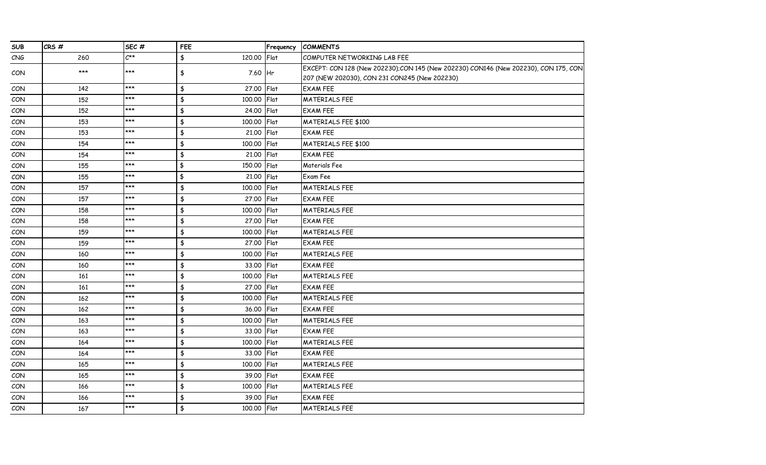| SUB | CRS # | SEC # | FEE | Frequency | COMMENTS |
|---|---|---|---|---|---|
| CNG | 260 | C** | $ 120.00 | Flat | COMPUTER NETWORKING LAB FEE |
| CON | *** | *** | $ 7.60 | Hr | EXCEPT: CON 128 (New 202230);CON 145 (New 202230) CON146 (New 202230), CON 175, CON 207 (NEW 202030), CON 231 CON245 (New 202230) |
| CON | 142 | *** | $ 27.00 | Flat | EXAM FEE |
| CON | 152 | *** | $ 100.00 | Flat | MATERIALS FEE |
| CON | 152 | *** | $ 24.00 | Flat | EXAM FEE |
| CON | 153 | *** | $ 100.00 | Flat | MATERIALS FEE $100 |
| CON | 153 | *** | $ 21.00 | Flat | EXAM FEE |
| CON | 154 | *** | $ 100.00 | Flat | MATERIALS FEE $100 |
| CON | 154 | *** | $ 21.00 | Flat | EXAM FEE |
| CON | 155 | *** | $ 150.00 | Flat | Materials Fee |
| CON | 155 | *** | $ 21.00 | Flat | Exam Fee |
| CON | 157 | *** | $ 100.00 | Flat | MATERIALS FEE |
| CON | 157 | *** | $ 27.00 | Flat | EXAM FEE |
| CON | 158 | *** | $ 100.00 | Flat | MATERIALS FEE |
| CON | 158 | *** | $ 27.00 | Flat | EXAM FEE |
| CON | 159 | *** | $ 100.00 | Flat | MATERIALS FEE |
| CON | 159 | *** | $ 27.00 | Flat | EXAM FEE |
| CON | 160 | *** | $ 100.00 | Flat | MATERIALS FEE |
| CON | 160 | *** | $ 33.00 | Flat | EXAM FEE |
| CON | 161 | *** | $ 100.00 | Flat | MATERIALS FEE |
| CON | 161 | *** | $ 27.00 | Flat | EXAM FEE |
| CON | 162 | *** | $ 100.00 | Flat | MATERIALS FEE |
| CON | 162 | *** | $ 36.00 | Flat | EXAM FEE |
| CON | 163 | *** | $ 100.00 | Flat | MATERIALS FEE |
| CON | 163 | *** | $ 33.00 | Flat | EXAM FEE |
| CON | 164 | *** | $ 100.00 | Flat | MATERIALS FEE |
| CON | 164 | *** | $ 33.00 | Flat | EXAM FEE |
| CON | 165 | *** | $ 100.00 | Flat | MATERIALS FEE |
| CON | 165 | *** | $ 39.00 | Flat | EXAM FEE |
| CON | 166 | *** | $ 100.00 | Flat | MATERIALS FEE |
| CON | 166 | *** | $ 39.00 | Flat | EXAM FEE |
| CON | 167 | *** | $ 100.00 | Flat | MATERIALS FEE |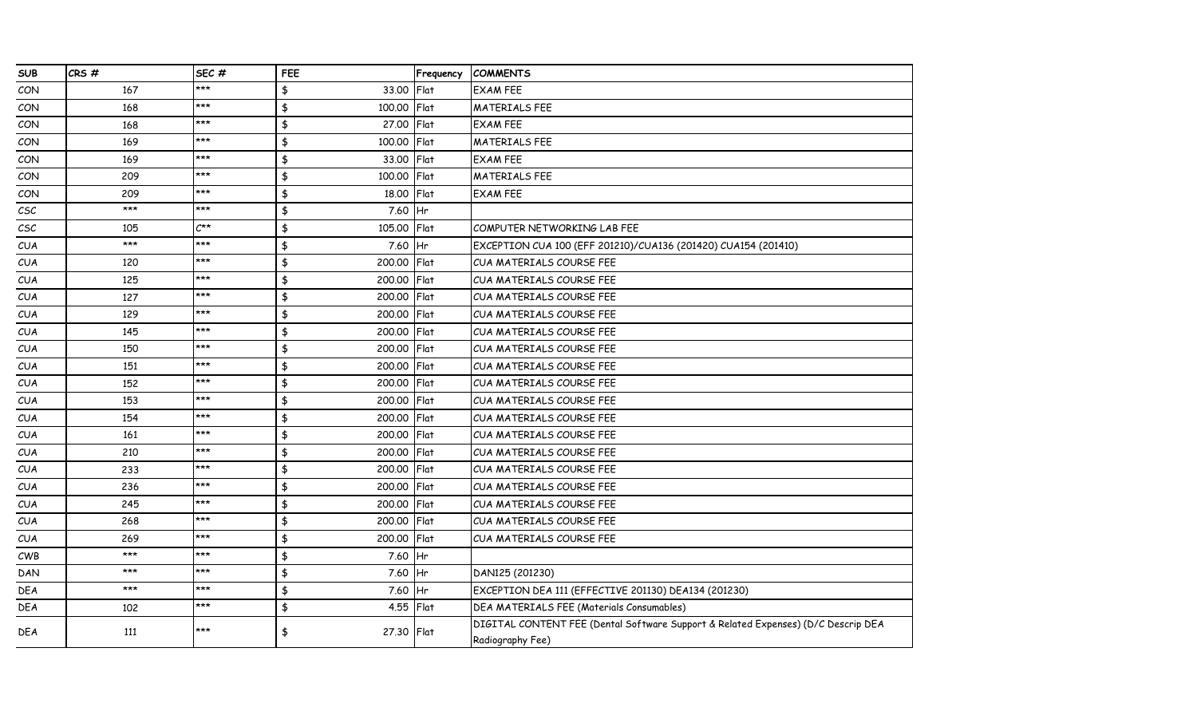| SUB | CRS # | SEC # | FEE | Frequency | COMMENTS |
|---|---|---|---|---|---|
| CON | 167 | *** | $ 33.00 | Flat | EXAM FEE |
| CON | 168 | *** | $ 100.00 | Flat | MATERIALS FEE |
| CON | 168 | *** | $ 27.00 | Flat | EXAM FEE |
| CON | 169 | *** | $ 100.00 | Flat | MATERIALS FEE |
| CON | 169 | *** | $ 33.00 | Flat | EXAM FEE |
| CON | 209 | *** | $ 100.00 | Flat | MATERIALS FEE |
| CON | 209 | *** | $ 18.00 | Flat | EXAM FEE |
| CSC | *** | *** | $ 7.60 | Hr | |
| CSC | 105 | C** | $ 105.00 | Flat | COMPUTER NETWORKING LAB FEE |
| CUA | *** | *** | $ 7.60 | Hr | EXCEPTION CUA 100 (EFF 201210)/CUA136 (201420) CUA154 (201410) |
| CUA | 120 | *** | $ 200.00 | Flat | CUA MATERIALS COURSE FEE |
| CUA | 125 | *** | $ 200.00 | Flat | CUA MATERIALS COURSE FEE |
| CUA | 127 | *** | $ 200.00 | Flat | CUA MATERIALS COURSE FEE |
| CUA | 129 | *** | $ 200.00 | Flat | CUA MATERIALS COURSE FEE |
| CUA | 145 | *** | $ 200.00 | Flat | CUA MATERIALS COURSE FEE |
| CUA | 150 | *** | $ 200.00 | Flat | CUA MATERIALS COURSE FEE |
| CUA | 151 | *** | $ 200.00 | Flat | CUA MATERIALS COURSE FEE |
| CUA | 152 | *** | $ 200.00 | Flat | CUA MATERIALS COURSE FEE |
| CUA | 153 | *** | $ 200.00 | Flat | CUA MATERIALS COURSE FEE |
| CUA | 154 | *** | $ 200.00 | Flat | CUA MATERIALS COURSE FEE |
| CUA | 161 | *** | $ 200.00 | Flat | CUA MATERIALS COURSE FEE |
| CUA | 210 | *** | $ 200.00 | Flat | CUA MATERIALS COURSE FEE |
| CUA | 233 | *** | $ 200.00 | Flat | CUA MATERIALS COURSE FEE |
| CUA | 236 | *** | $ 200.00 | Flat | CUA MATERIALS COURSE FEE |
| CUA | 245 | *** | $ 200.00 | Flat | CUA MATERIALS COURSE FEE |
| CUA | 268 | *** | $ 200.00 | Flat | CUA MATERIALS COURSE FEE |
| CUA | 269 | *** | $ 200.00 | Flat | CUA MATERIALS COURSE FEE |
| CWB | *** | *** | $ 7.60 | Hr | |
| DAN | *** | *** | $ 7.60 | Hr | DAN125 (201230) |
| DEA | *** | *** | $ 7.60 | Hr | EXCEPTION DEA 111 (EFFECTIVE 201130) DEA134 (201230) |
| DEA | 102 | *** | $ 4.55 | Flat | DEA MATERIALS FEE (Materials Consumables) |
| DEA | 111 | *** | $ 27.30 | Flat | DIGITAL CONTENT FEE (Dental Software Support & Related Expenses) (D/C Descrip DEA Radiography Fee) |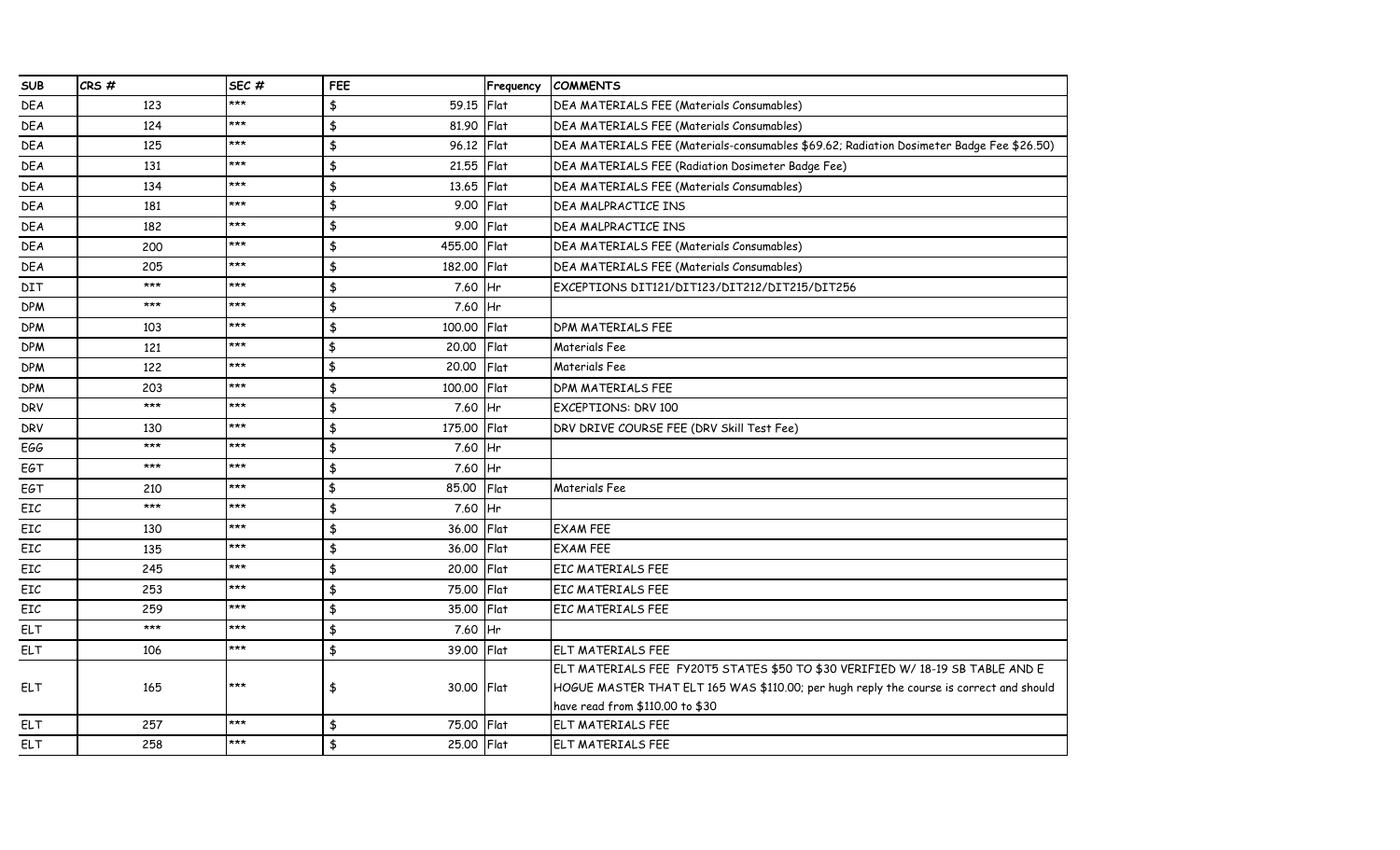| SUB | CRS # | SEC # | FEE | Frequency | COMMENTS |
|---|---|---|---|---|---|
| DEA | 123 | *** | $ 59.15 | Flat | DEA MATERIALS FEE (Materials Consumables) |
| DEA | 124 | *** | $ 81.90 | Flat | DEA MATERIALS FEE (Materials Consumables) |
| DEA | 125 | *** | $ 96.12 | Flat | DEA MATERIALS FEE (Materials-consumables $69.62; Radiation Dosimeter Badge Fee $26.50) |
| DEA | 131 | *** | $ 21.55 | Flat | DEA MATERIALS FEE (Radiation Dosimeter Badge Fee) |
| DEA | 134 | *** | $ 13.65 | Flat | DEA MATERIALS FEE (Materials Consumables) |
| DEA | 181 | *** | $ 9.00 | Flat | DEA MALPRACTICE INS |
| DEA | 182 | *** | $ 9.00 | Flat | DEA MALPRACTICE INS |
| DEA | 200 | *** | $ 455.00 | Flat | DEA MATERIALS FEE (Materials Consumables) |
| DEA | 205 | *** | $ 182.00 | Flat | DEA MATERIALS FEE (Materials Consumables) |
| DIT | *** | *** | $ 7.60 | Hr | EXCEPTIONS DIT121/DIT123/DIT212/DIT215/DIT256 |
| DPM | *** | *** | $ 7.60 | Hr | |
| DPM | 103 | *** | $ 100.00 | Flat | DPM MATERIALS FEE |
| DPM | 121 | *** | $ 20.00 | Flat | Materials Fee |
| DPM | 122 | *** | $ 20.00 | Flat | Materials Fee |
| DPM | 203 | *** | $ 100.00 | Flat | DPM MATERIALS FEE |
| DRV | *** | *** | $ 7.60 | Hr | EXCEPTIONS: DRV 100 |
| DRV | 130 | *** | $ 175.00 | Flat | DRV DRIVE COURSE FEE (DRV Skill Test Fee) |
| EGG | *** | *** | $ 7.60 | Hr | |
| EGT | *** | *** | $ 7.60 | Hr | |
| EGT | 210 | *** | $ 85.00 | Flat | Materials Fee |
| EIC | *** | *** | $ 7.60 | Hr | |
| EIC | 130 | *** | $ 36.00 | Flat | EXAM FEE |
| EIC | 135 | *** | $ 36.00 | Flat | EXAM FEE |
| EIC | 245 | *** | $ 20.00 | Flat | EIC MATERIALS FEE |
| EIC | 253 | *** | $ 75.00 | Flat | EIC MATERIALS FEE |
| EIC | 259 | *** | $ 35.00 | Flat | EIC MATERIALS FEE |
| ELT | *** | *** | $ 7.60 | Hr | |
| ELT | 106 | *** | $ 39.00 | Flat | ELT MATERIALS FEE |
| ELT | 165 | *** | $ 30.00 | Flat | ELT MATERIALS FEE FY20T5 STATES $50 TO $30 VERIFIED W/ 18-19 SB TABLE AND E HOGUE MASTER THAT ELT 165 WAS $110.00; per hugh reply the course is correct and should have read from $110.00 to $30 |
| ELT | 257 | *** | $ 75.00 | Flat | ELT MATERIALS FEE |
| ELT | 258 | *** | $ 25.00 | Flat | ELT MATERIALS FEE |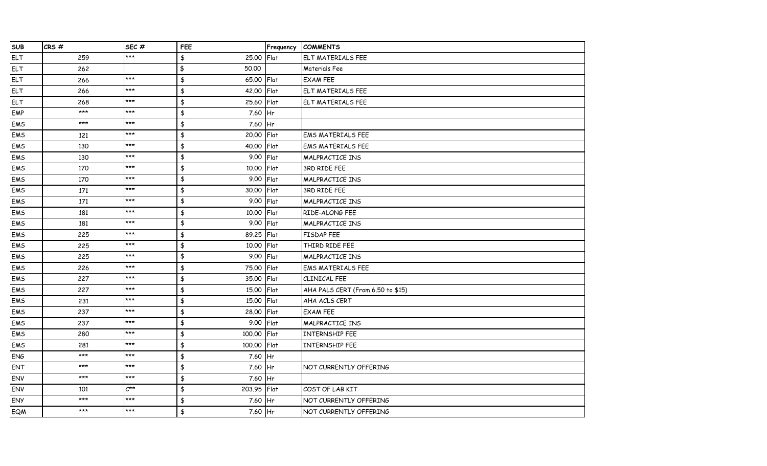| SUB | CRS # | SEC # | FEE | Frequency | COMMENTS |
|---|---|---|---|---|---|
| ELT | 259 | *** | $ 25.00 | Flat | ELT MATERIALS FEE |
| ELT | 262 | | $ 50.00 | | Materials Fee |
| ELT | 266 | *** | $ 65.00 | Flat | EXAM FEE |
| ELT | 266 | *** | $ 42.00 | Flat | ELT MATERIALS FEE |
| ELT | 268 | *** | $ 25.60 | Flat | ELT MATERIALS FEE |
| EMP | *** | *** | $ 7.60 | Hr | |
| EMS | *** | *** | $ 7.60 | Hr | |
| EMS | 121 | *** | $ 20.00 | Flat | EMS MATERIALS FEE |
| EMS | 130 | *** | $ 40.00 | Flat | EMS MATERIALS FEE |
| EMS | 130 | *** | $ 9.00 | Flat | MALPRACTICE INS |
| EMS | 170 | *** | $ 10.00 | Flat | 3RD RIDE FEE |
| EMS | 170 | *** | $ 9.00 | Flat | MALPRACTICE INS |
| EMS | 171 | *** | $ 30.00 | Flat | 3RD RIDE FEE |
| EMS | 171 | *** | $ 9.00 | Flat | MALPRACTICE INS |
| EMS | 181 | *** | $ 10.00 | Flat | RIDE-ALONG FEE |
| EMS | 181 | *** | $ 9.00 | Flat | MALPRACTICE INS |
| EMS | 225 | *** | $ 89.25 | Flat | FISDAP FEE |
| EMS | 225 | *** | $ 10.00 | Flat | THIRD RIDE FEE |
| EMS | 225 | *** | $ 9.00 | Flat | MALPRACTICE INS |
| EMS | 226 | *** | $ 75.00 | Flat | EMS MATERIALS FEE |
| EMS | 227 | *** | $ 35.00 | Flat | CLINICAL FEE |
| EMS | 227 | *** | $ 15.00 | Flat | AHA PALS CERT (From 6.50 to $15) |
| EMS | 231 | *** | $ 15.00 | Flat | AHA ACLS CERT |
| EMS | 237 | *** | $ 28.00 | Flat | EXAM FEE |
| EMS | 237 | *** | $ 9.00 | Flat | MALPRACTICE INS |
| EMS | 280 | *** | $ 100.00 | Flat | INTERNSHIP FEE |
| EMS | 281 | *** | $ 100.00 | Flat | INTERNSHIP FEE |
| ENG | *** | *** | $ 7.60 | Hr | |
| ENT | *** | *** | $ 7.60 | Hr | NOT CURRENTLY OFFERING |
| ENV | *** | *** | $ 7.60 | Hr | |
| ENV | 101 | C** | $ 203.95 | Flat | COST OF LAB KIT |
| ENY | *** | *** | $ 7.60 | Hr | NOT CURRENTLY OFFERING |
| EQM | *** | *** | $ 7.60 | Hr | NOT CURRENTLY OFFERING |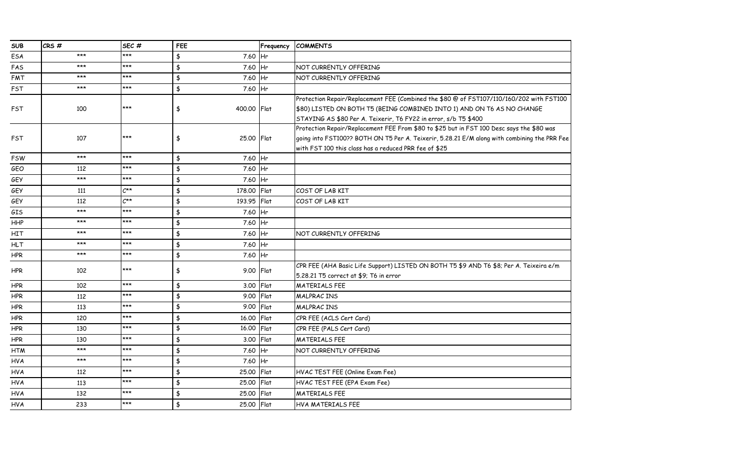| SUB | CRS # | SEC # | FEE | Frequency | COMMENTS |
|---|---|---|---|---|---|
| ESA | *** | *** | $ 7.60 | Hr | |
| FAS | *** | *** | $ 7.60 | Hr | NOT CURRENTLY OFFERING |
| FMT | *** | *** | $ 7.60 | Hr | NOT CURRENTLY OFFERING |
| FST | *** | *** | $ 7.60 | Hr | |
| FST | 100 | *** | $ 400.00 | Flat | Protection Repair/Replacement FEE (Combined the $80 @ of FST107/110/160/202 with FST100 $80) LISTED ON BOTH T5 (BEING COMBINED INTO 1) AND ON T6 AS NO CHANGE STAYING AS $80 Per A. Teixerir, T6 FY22 in error, s/b T5 $400 |
| FST | 107 | *** | $ 25.00 | Flat | Protection Repair/Replacement FEE From $80 to $25 but in FST 100 Desc says the $80 was going into FST100?? BOTH ON T5 Per A. Teixerir, 5.28.21 E/M along with combining the PRR Fee with FST 100 this class has a reduced PRR fee of $25 |
| FSW | *** | *** | $ 7.60 | Hr | |
| GEO | 112 | *** | $ 7.60 | Hr | |
| GEY | *** | *** | $ 7.60 | Hr | |
| GEY | 111 | C** | $ 178.00 | Flat | COST OF LAB KIT |
| GEY | 112 | C** | $ 193.95 | Flat | COST OF LAB KIT |
| GIS | *** | *** | $ 7.60 | Hr | |
| HHP | *** | *** | $ 7.60 | Hr | |
| HIT | *** | *** | $ 7.60 | Hr | NOT CURRENTLY OFFERING |
| HLT | *** | *** | $ 7.60 | Hr | |
| HPR | *** | *** | $ 7.60 | Hr | |
| HPR | 102 | *** | $ 9.00 | Flat | CPR FEE (AHA Basic Life Support) LISTED ON BOTH T5 $9 AND T6 $8; Per A. Teixeira e/m 5.28.21 T5 correct at $9; T6 in error |
| HPR | 102 | *** | $ 3.00 | Flat | MATERIALS FEE |
| HPR | 112 | *** | $ 9.00 | Flat | MALPRAC INS |
| HPR | 113 | *** | $ 9.00 | Flat | MALPRAC INS |
| HPR | 120 | *** | $ 16.00 | Flat | CPR FEE (ACLS Cert Card) |
| HPR | 130 | *** | $ 16.00 | Flat | CPR FEE (PALS Cert Card) |
| HPR | 130 | *** | $ 3.00 | Flat | MATERIALS FEE |
| HTM | *** | *** | $ 7.60 | Hr | NOT CURRENTLY OFFERING |
| HVA | *** | *** | $ 7.60 | Hr | |
| HVA | 112 | *** | $ 25.00 | Flat | HVAC TEST FEE (Online Exam Fee) |
| HVA | 113 | *** | $ 25.00 | Flat | HVAC TEST FEE (EPA Exam Fee) |
| HVA | 132 | *** | $ 25.00 | Flat | MATERIALS FEE |
| HVA | 233 | *** | $ 25.00 | Flat | HVA MATERIALS FEE |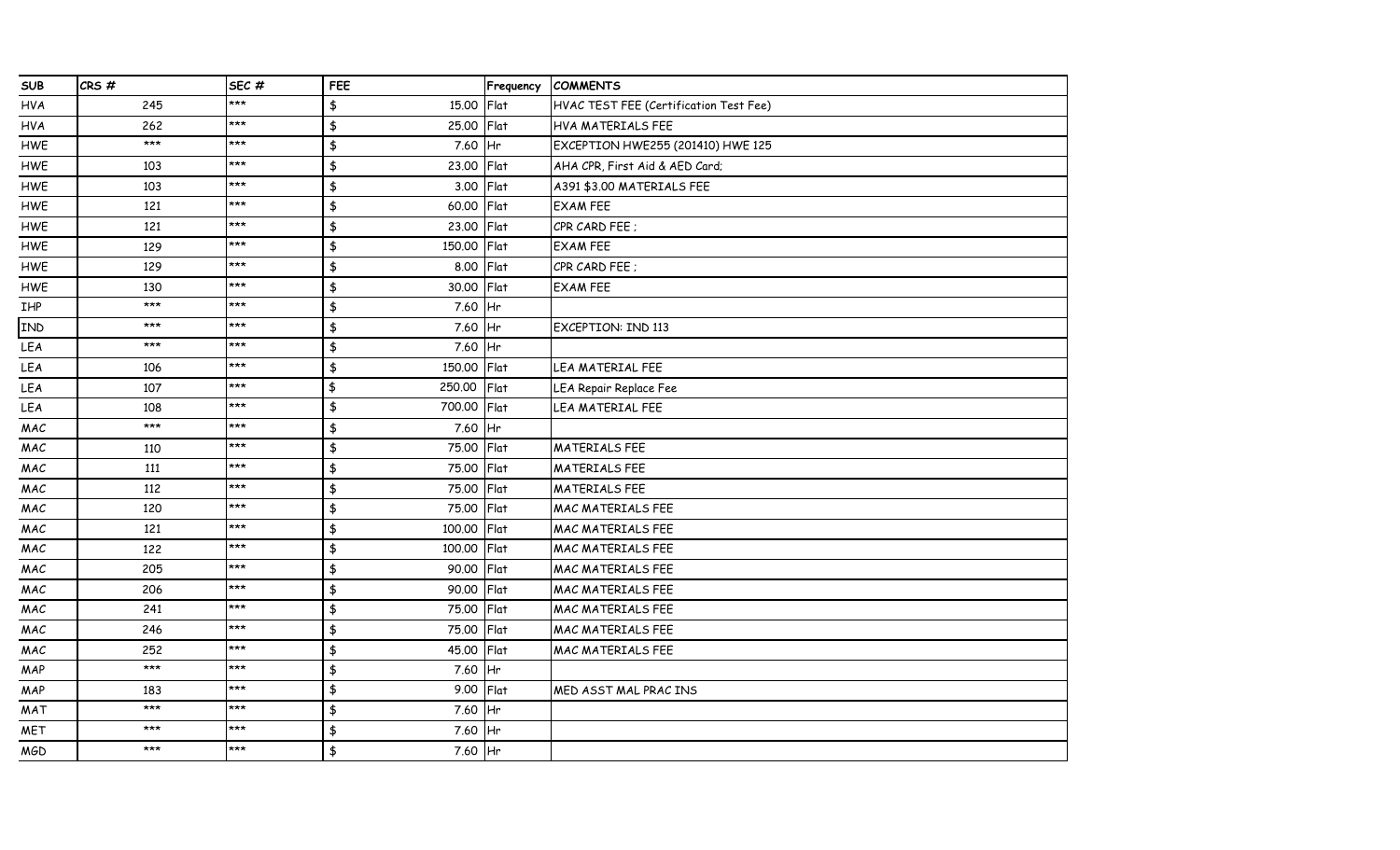| SUB | CRS # | SEC # | FEE | Frequency | COMMENTS |
|---|---|---|---|---|---|
| HVA | 245 | *** | $ 15.00 | Flat | HVAC TEST FEE (Certification Test Fee) |
| HVA | 262 | *** | $ 25.00 | Flat | HVA MATERIALS FEE |
| HWE | *** | *** | $ 7.60 | Hr | EXCEPTION HWE255 (201410) HWE 125 |
| HWE | 103 | *** | $ 23.00 | Flat | AHA CPR, First Aid & AED Card; |
| HWE | 103 | *** | $ 3.00 | Flat | A391 $3.00 MATERIALS FEE |
| HWE | 121 | *** | $ 60.00 | Flat | EXAM FEE |
| HWE | 121 | *** | $ 23.00 | Flat | CPR CARD FEE ; |
| HWE | 129 | *** | $ 150.00 | Flat | EXAM FEE |
| HWE | 129 | *** | $ 8.00 | Flat | CPR CARD FEE ; |
| HWE | 130 | *** | $ 30.00 | Flat | EXAM FEE |
| IHP | *** | *** | $ 7.60 | Hr | |
| IND | *** | *** | $ 7.60 | Hr | EXCEPTION: IND 113 |
| LEA | *** | *** | $ 7.60 | Hr | |
| LEA | 106 | *** | $ 150.00 | Flat | LEA MATERIAL FEE |
| LEA | 107 | *** | $ 250.00 | Flat | LEA Repair Replace Fee |
| LEA | 108 | *** | $ 700.00 | Flat | LEA MATERIAL FEE |
| MAC | *** | *** | $ 7.60 | Hr | |
| MAC | 110 | *** | $ 75.00 | Flat | MATERIALS FEE |
| MAC | 111 | *** | $ 75.00 | Flat | MATERIALS FEE |
| MAC | 112 | *** | $ 75.00 | Flat | MATERIALS FEE |
| MAC | 120 | *** | $ 75.00 | Flat | MAC MATERIALS FEE |
| MAC | 121 | *** | $ 100.00 | Flat | MAC MATERIALS FEE |
| MAC | 122 | *** | $ 100.00 | Flat | MAC MATERIALS FEE |
| MAC | 205 | *** | $ 90.00 | Flat | MAC MATERIALS FEE |
| MAC | 206 | *** | $ 90.00 | Flat | MAC MATERIALS FEE |
| MAC | 241 | *** | $ 75.00 | Flat | MAC MATERIALS FEE |
| MAC | 246 | *** | $ 75.00 | Flat | MAC MATERIALS FEE |
| MAC | 252 | *** | $ 45.00 | Flat | MAC MATERIALS FEE |
| MAP | *** | *** | $ 7.60 | Hr | |
| MAP | 183 | *** | $ 9.00 | Flat | MED ASST MAL PRAC INS |
| MAT | *** | *** | $ 7.60 | Hr | |
| MET | *** | *** | $ 7.60 | Hr | |
| MGD | *** | *** | $ 7.60 | Hr | |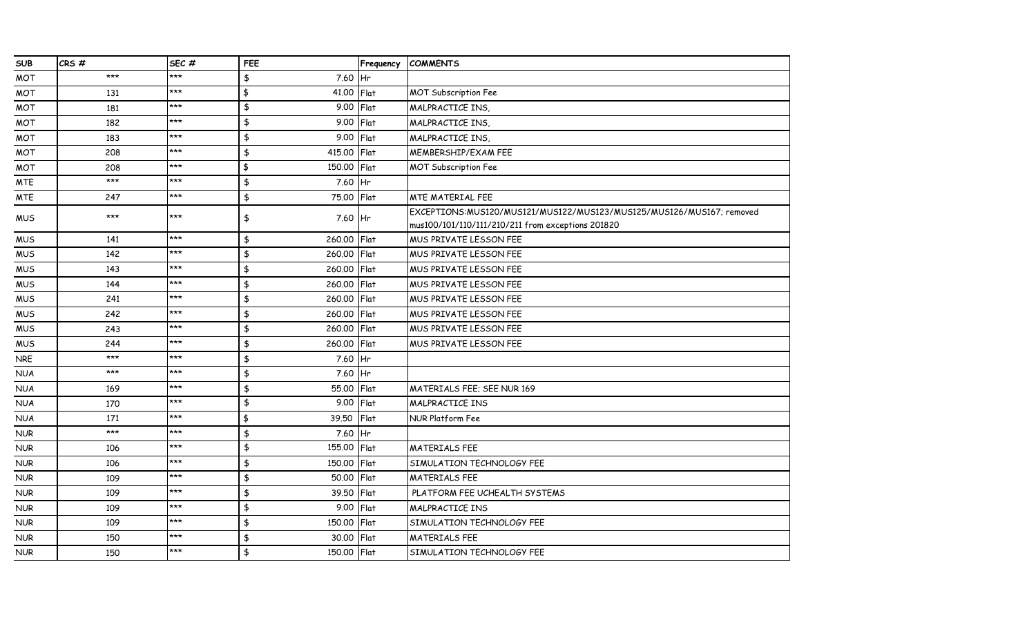| SUB | CRS # | SEC # | FEE | | Frequency | COMMENTS |
|---|---|---|---|---|---|---|
| MOT | *** | *** | $ | 7.60 | Hr | |
| MOT | 131 | *** | $ | 41.00 | Flat | MOT Subscription Fee |
| MOT | 181 | *** | $ | 9.00 | Flat | MALPRACTICE INS, |
| MOT | 182 | *** | $ | 9.00 | Flat | MALPRACTICE INS, |
| MOT | 183 | *** | $ | 9.00 | Flat | MALPRACTICE INS, |
| MOT | 208 | *** | $ | 415.00 | Flat | MEMBERSHIP/EXAM FEE |
| MOT | 208 | *** | $ | 150.00 | Flat | MOT Subscription Fee |
| MTE | *** | *** | $ | 7.60 | Hr | |
| MTE | 247 | *** | $ | 75.00 | Flat | MTE MATERIAL FEE |
| MUS | *** | *** | $ | 7.60 | Hr | EXCEPTIONS:MUS120/MUS121/MUS122/MUS123/MUS125/MUS126/MUS167; removed mus100/101/110/111/210/211 from exceptions 201820 |
| MUS | 141 | *** | $ | 260.00 | Flat | MUS PRIVATE LESSON FEE |
| MUS | 142 | *** | $ | 260.00 | Flat | MUS PRIVATE LESSON FEE |
| MUS | 143 | *** | $ | 260.00 | Flat | MUS PRIVATE LESSON FEE |
| MUS | 144 | *** | $ | 260.00 | Flat | MUS PRIVATE LESSON FEE |
| MUS | 241 | *** | $ | 260.00 | Flat | MUS PRIVATE LESSON FEE |
| MUS | 242 | *** | $ | 260.00 | Flat | MUS PRIVATE LESSON FEE |
| MUS | 243 | *** | $ | 260.00 | Flat | MUS PRIVATE LESSON FEE |
| MUS | 244 | *** | $ | 260.00 | Flat | MUS PRIVATE LESSON FEE |
| NRE | *** | *** | $ | 7.60 | Hr | |
| NUA | *** | *** | $ | 7.60 | Hr | |
| NUA | 169 | *** | $ | 55.00 | Flat | MATERIALS FEE; SEE NUR 169 |
| NUA | 170 | *** | $ | 9.00 | Flat | MALPRACTICE INS |
| NUA | 171 | *** | $ | 39.50 | Flat | NUR Platform Fee |
| NUR | *** | *** | $ | 7.60 | Hr | |
| NUR | 106 | *** | $ | 155.00 | Flat | MATERIALS FEE |
| NUR | 106 | *** | $ | 150.00 | Flat | SIMULATION TECHNOLOGY FEE |
| NUR | 109 | *** | $ | 50.00 | Flat | MATERIALS FEE |
| NUR | 109 | *** | $ | 39.50 | Flat | PLATFORM FEE UCHEALTH SYSTEMS |
| NUR | 109 | *** | $ | 9.00 | Flat | MALPRACTICE INS |
| NUR | 109 | *** | $ | 150.00 | Flat | SIMULATION TECHNOLOGY FEE |
| NUR | 150 | *** | $ | 30.00 | Flat | MATERIALS FEE |
| NUR | 150 | *** | $ | 150.00 | Flat | SIMULATION TECHNOLOGY FEE |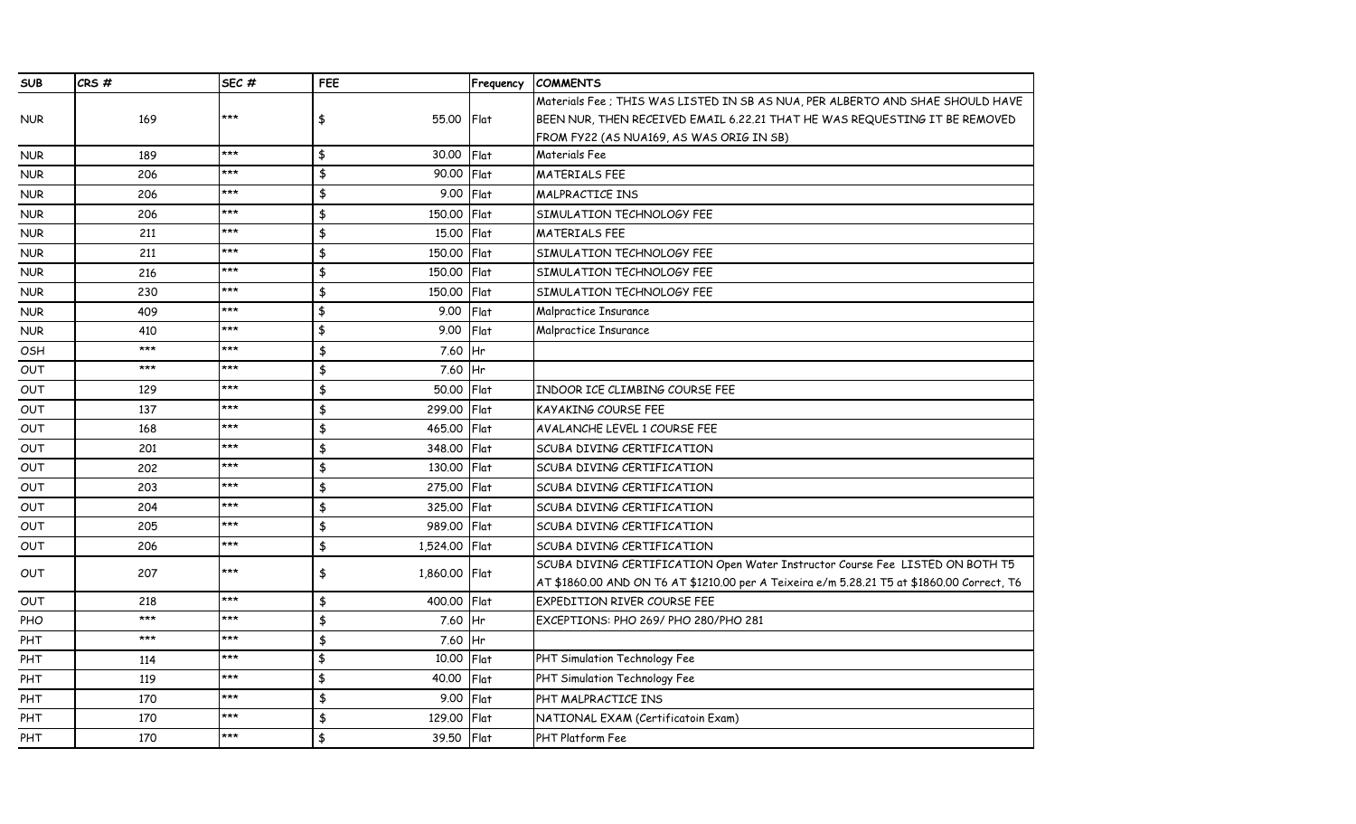| SUB | CRS # | SEC # | FEE | Frequency | COMMENTS |
|---|---|---|---|---|---|
| NUR | 169 | *** | $ 55.00 | Flat | Materials Fee ; THIS WAS LISTED IN SB AS NUA, PER ALBERTO AND SHAE SHOULD HAVE BEEN NUR, THEN RECEIVED EMAIL 6.22.21 THAT HE WAS REQUESTING IT BE REMOVED FROM FY22 (AS NUA169, AS WAS ORIG IN SB) |
| NUR | 189 | *** | $ 30.00 | Flat | Materials Fee |
| NUR | 206 | *** | $ 90.00 | Flat | MATERIALS FEE |
| NUR | 206 | *** | $ 9.00 | Flat | MALPRACTICE INS |
| NUR | 206 | *** | $ 150.00 | Flat | SIMULATION TECHNOLOGY FEE |
| NUR | 211 | *** | $ 15.00 | Flat | MATERIALS FEE |
| NUR | 211 | *** | $ 150.00 | Flat | SIMULATION TECHNOLOGY FEE |
| NUR | 216 | *** | $ 150.00 | Flat | SIMULATION TECHNOLOGY FEE |
| NUR | 230 | *** | $ 150.00 | Flat | SIMULATION TECHNOLOGY FEE |
| NUR | 409 | *** | $ 9.00 | Flat | Malpractice Insurance |
| NUR | 410 | *** | $ 9.00 | Flat | Malpractice Insurance |
| OSH | *** | *** | $ 7.60 | Hr | |
| OUT | *** | *** | $ 7.60 | Hr | |
| OUT | 129 | *** | $ 50.00 | Flat | INDOOR ICE CLIMBING COURSE FEE |
| OUT | 137 | *** | $ 299.00 | Flat | KAYAKING COURSE FEE |
| OUT | 168 | *** | $ 465.00 | Flat | AVALANCHE LEVEL 1 COURSE FEE |
| OUT | 201 | *** | $ 348.00 | Flat | SCUBA DIVING CERTIFICATION |
| OUT | 202 | *** | $ 130.00 | Flat | SCUBA DIVING CERTIFICATION |
| OUT | 203 | *** | $ 275.00 | Flat | SCUBA DIVING CERTIFICATION |
| OUT | 204 | *** | $ 325.00 | Flat | SCUBA DIVING CERTIFICATION |
| OUT | 205 | *** | $ 989.00 | Flat | SCUBA DIVING CERTIFICATION |
| OUT | 206 | *** | $ 1,524.00 | Flat | SCUBA DIVING CERTIFICATION |
| OUT | 207 | *** | $ 1,860.00 | Flat | SCUBA DIVING CERTIFICATION Open Water Instructor Course Fee LISTED ON BOTH T5 AT $1860.00 AND ON T6 AT $1210.00 per A Teixeira e/m 5.28.21 T5 at $1860.00 Correct, T6 |
| OUT | 218 | *** | $ 400.00 | Flat | EXPEDITION RIVER COURSE FEE |
| PHO | *** | *** | $ 7.60 | Hr | EXCEPTIONS: PHO 269/ PHO 280/PHO 281 |
| PHT | *** | *** | $ 7.60 | Hr | |
| PHT | 114 | *** | $ 10.00 | Flat | PHT Simulation Technology Fee |
| PHT | 119 | *** | $ 40.00 | Flat | PHT Simulation Technology Fee |
| PHT | 170 | *** | $ 9.00 | Flat | PHT MALPRACTICE INS |
| PHT | 170 | *** | $ 129.00 | Flat | NATIONAL EXAM (Certificatoin Exam) |
| PHT | 170 | *** | $ 39.50 | Flat | PHT Platform Fee |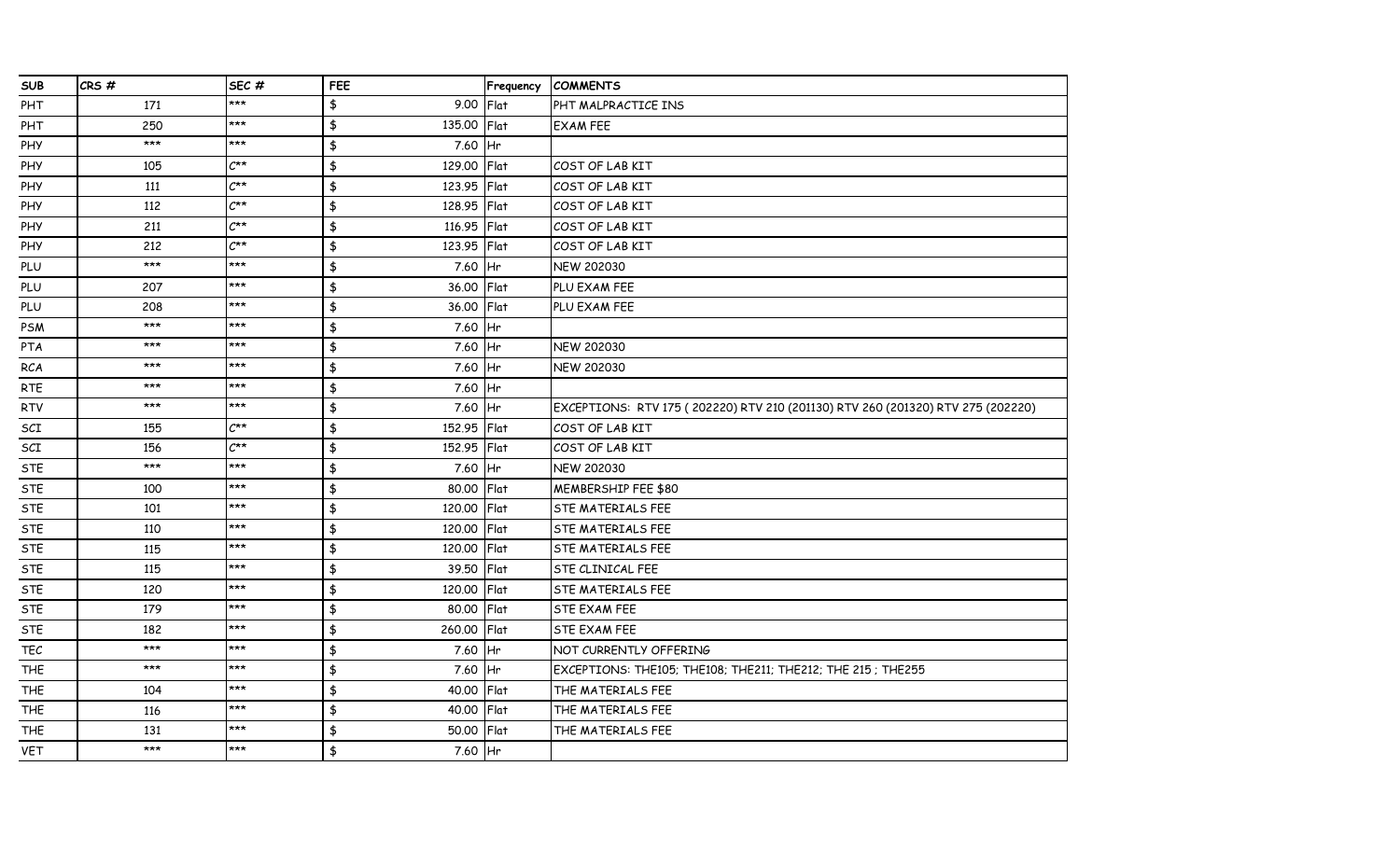| SUB | CRS # | SEC # | FEE | Frequency | COMMENTS |
|---|---|---|---|---|---|
| PHT | 171 | *** | $ 9.00 | Flat | PHT MALPRACTICE INS |
| PHT | 250 | *** | $ 135.00 | Flat | EXAM FEE |
| PHY | *** | *** | $ 7.60 | Hr | |
| PHY | 105 | C** | $ 129.00 | Flat | COST OF LAB KIT |
| PHY | 111 | C** | $ 123.95 | Flat | COST OF LAB KIT |
| PHY | 112 | C** | $ 128.95 | Flat | COST OF LAB KIT |
| PHY | 211 | C** | $ 116.95 | Flat | COST OF LAB KIT |
| PHY | 212 | C** | $ 123.95 | Flat | COST OF LAB KIT |
| PLU | *** | *** | $ 7.60 | Hr | NEW 202030 |
| PLU | 207 | *** | $ 36.00 | Flat | PLU EXAM FEE |
| PLU | 208 | *** | $ 36.00 | Flat | PLU EXAM FEE |
| PSM | *** | *** | $ 7.60 | Hr | |
| PTA | *** | *** | $ 7.60 | Hr | NEW 202030 |
| RCA | *** | *** | $ 7.60 | Hr | NEW 202030 |
| RTE | *** | *** | $ 7.60 | Hr | |
| RTV | *** | *** | $ 7.60 | Hr | EXCEPTIONS: RTV 175 ( 202220) RTV 210 (201130) RTV 260 (201320) RTV 275 (202220) |
| SCI | 155 | C** | $ 152.95 | Flat | COST OF LAB KIT |
| SCI | 156 | C** | $ 152.95 | Flat | COST OF LAB KIT |
| STE | *** | *** | $ 7.60 | Hr | NEW 202030 |
| STE | 100 | *** | $ 80.00 | Flat | MEMBERSHIP FEE $80 |
| STE | 101 | *** | $ 120.00 | Flat | STE MATERIALS FEE |
| STE | 110 | *** | $ 120.00 | Flat | STE MATERIALS FEE |
| STE | 115 | *** | $ 120.00 | Flat | STE MATERIALS FEE |
| STE | 115 | *** | $ 39.50 | Flat | STE CLINICAL FEE |
| STE | 120 | *** | $ 120.00 | Flat | STE MATERIALS FEE |
| STE | 179 | *** | $ 80.00 | Flat | STE EXAM FEE |
| STE | 182 | *** | $ 260.00 | Flat | STE EXAM FEE |
| TEC | *** | *** | $ 7.60 | Hr | NOT CURRENTLY OFFERING |
| THE | *** | *** | $ 7.60 | Hr | EXCEPTIONS: THE105; THE108; THE211; THE212; THE 215 ; THE255 |
| THE | 104 | *** | $ 40.00 | Flat | THE MATERIALS FEE |
| THE | 116 | *** | $ 40.00 | Flat | THE MATERIALS FEE |
| THE | 131 | *** | $ 50.00 | Flat | THE MATERIALS FEE |
| VET | *** | *** | $ 7.60 | Hr | |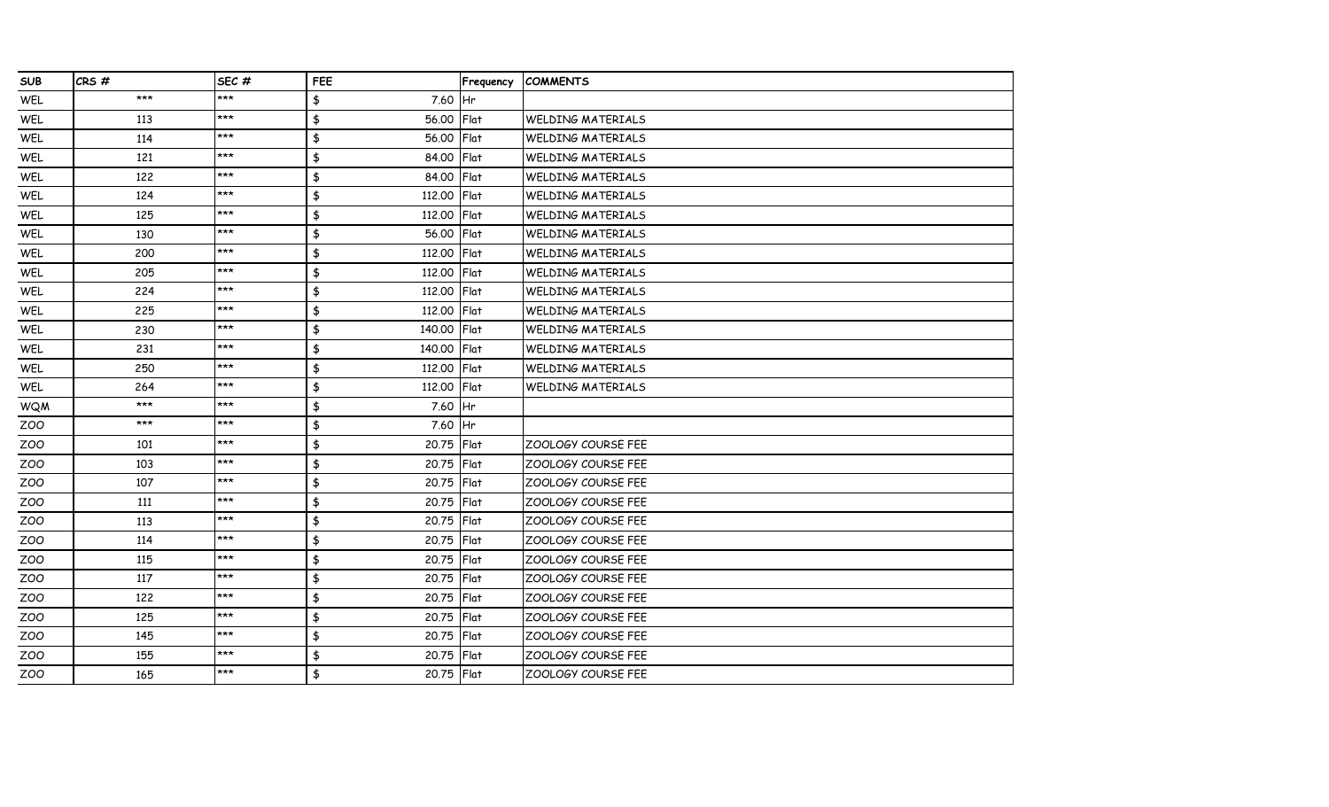| SUB | CRS # | SEC # | FEE | Frequency | COMMENTS |
|---|---|---|---|---|---|
| WEL | *** | *** | $ 7.60 | Hr | |
| WEL | 113 | *** | $ 56.00 | Flat | WELDING MATERIALS |
| WEL | 114 | *** | $ 56.00 | Flat | WELDING MATERIALS |
| WEL | 121 | *** | $ 84.00 | Flat | WELDING MATERIALS |
| WEL | 122 | *** | $ 84.00 | Flat | WELDING MATERIALS |
| WEL | 124 | *** | $ 112.00 | Flat | WELDING MATERIALS |
| WEL | 125 | *** | $ 112.00 | Flat | WELDING MATERIALS |
| WEL | 130 | *** | $ 56.00 | Flat | WELDING MATERIALS |
| WEL | 200 | *** | $ 112.00 | Flat | WELDING MATERIALS |
| WEL | 205 | *** | $ 112.00 | Flat | WELDING MATERIALS |
| WEL | 224 | *** | $ 112.00 | Flat | WELDING MATERIALS |
| WEL | 225 | *** | $ 112.00 | Flat | WELDING MATERIALS |
| WEL | 230 | *** | $ 140.00 | Flat | WELDING MATERIALS |
| WEL | 231 | *** | $ 140.00 | Flat | WELDING MATERIALS |
| WEL | 250 | *** | $ 112.00 | Flat | WELDING MATERIALS |
| WEL | 264 | *** | $ 112.00 | Flat | WELDING MATERIALS |
| WQM | *** | *** | $ 7.60 | Hr | |
| ZOO | *** | *** | $ 7.60 | Hr | |
| ZOO | 101 | *** | $ 20.75 | Flat | ZOOLOGY COURSE FEE |
| ZOO | 103 | *** | $ 20.75 | Flat | ZOOLOGY COURSE FEE |
| ZOO | 107 | *** | $ 20.75 | Flat | ZOOLOGY COURSE FEE |
| ZOO | 111 | *** | $ 20.75 | Flat | ZOOLOGY COURSE FEE |
| ZOO | 113 | *** | $ 20.75 | Flat | ZOOLOGY COURSE FEE |
| ZOO | 114 | *** | $ 20.75 | Flat | ZOOLOGY COURSE FEE |
| ZOO | 115 | *** | $ 20.75 | Flat | ZOOLOGY COURSE FEE |
| ZOO | 117 | *** | $ 20.75 | Flat | ZOOLOGY COURSE FEE |
| ZOO | 122 | *** | $ 20.75 | Flat | ZOOLOGY COURSE FEE |
| ZOO | 125 | *** | $ 20.75 | Flat | ZOOLOGY COURSE FEE |
| ZOO | 145 | *** | $ 20.75 | Flat | ZOOLOGY COURSE FEE |
| ZOO | 155 | *** | $ 20.75 | Flat | ZOOLOGY COURSE FEE |
| ZOO | 165 | *** | $ 20.75 | Flat | ZOOLOGY COURSE FEE |